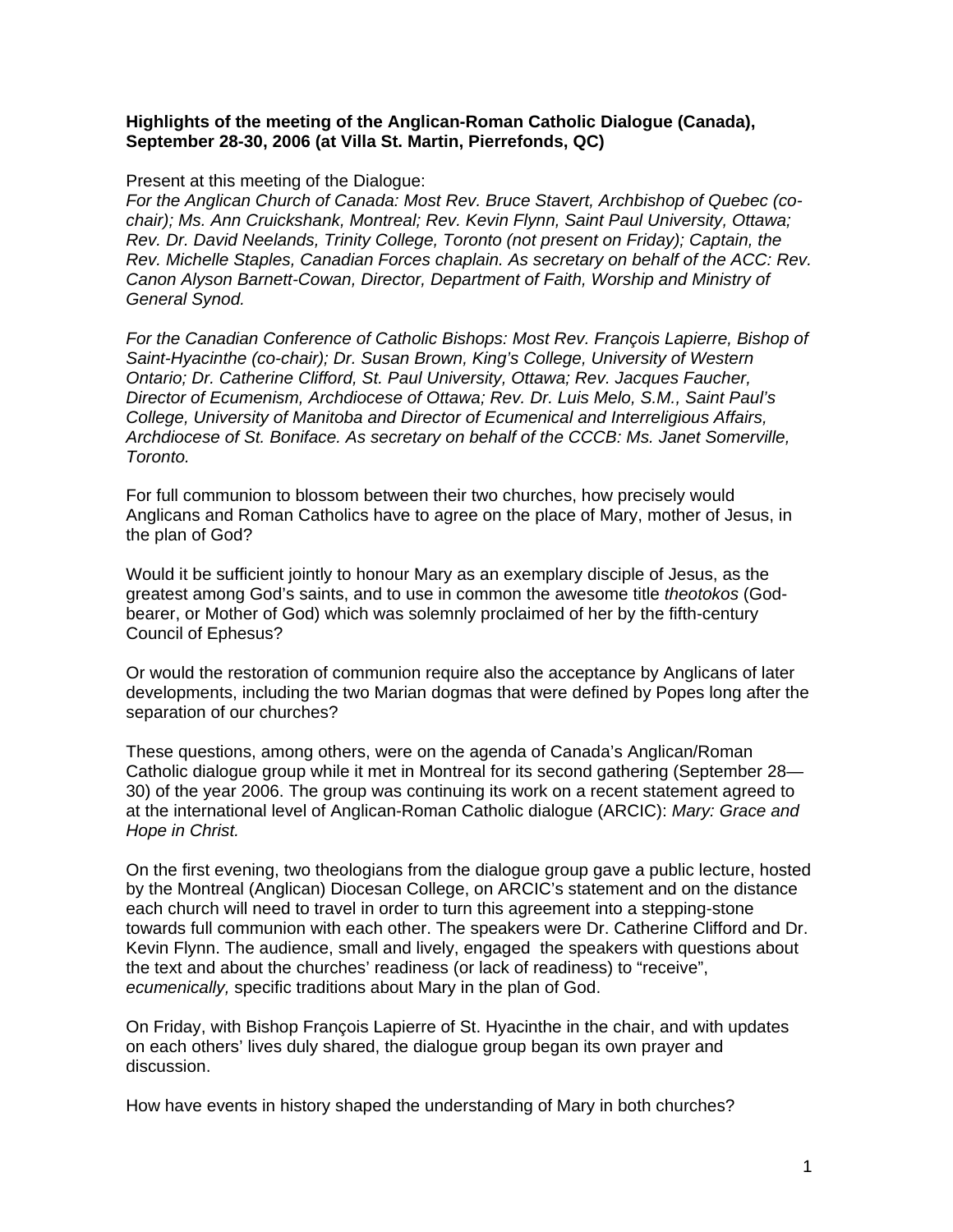**Highlights of the meeting of the Anglican-Roman Catholic Dialogue (Canada), September 28-30, 2006 (at Villa St. Martin, Pierrefonds, QC)**

Present at this meeting of the Dialogue:

*For the Anglican Church of Canada: Most Rev. Bruce Stavert, Archbishop of Quebec (co-chair); Ms. Ann Cruickshank, Montreal; Rev. Kevin Flynn, Saint Paul University, Ottawa; Rev. Dr. David Neelands, Trinity College, Toronto (not present on Friday); Captain, the Rev. Michelle Staples, Canadian Forces chaplain. As secretary on behalf of the ACC: Rev. Canon Alyson Barnett-Cowan, Director, Department of Faith, Worship and Ministry of General Synod.*

*For the Canadian Conference of Catholic Bishops: Most Rev. François Lapierre, Bishop of Saint-Hyacinthe (co-chair); Dr. Susan Brown, King's College, University of Western Ontario; Dr. Catherine Clifford, St. Paul University, Ottawa; Rev. Jacques Faucher, Director of Ecumenism, Archdiocese of Ottawa; Rev. Dr. Luis Melo, S.M., Saint Paul's College, University of Manitoba and Director of Ecumenical and Interreligious Affairs, Archdiocese of St. Boniface. As secretary on behalf of the CCCB: Ms. Janet Somerville, Toronto.*

For full communion to blossom between their two churches, how precisely would Anglicans and Roman Catholics have to agree on the place of Mary, mother of Jesus, in the plan of God?

Would it be sufficient jointly to honour Mary as an exemplary disciple of Jesus, as the greatest among God's saints, and to use in common the awesome title *theotokos* (God-bearer, or Mother of God) which was solemnly proclaimed of her by the fifth-century Council of Ephesus?

Or would the restoration of communion require also the acceptance by Anglicans of later developments, including the two Marian dogmas that were defined by Popes long after the separation of our churches?

These questions, among others, were on the agenda of Canada's Anglican/Roman Catholic dialogue group while it met in Montreal for its second gathering (September 28—30) of the year 2006. The group was continuing its work on a recent statement agreed to at the international level of Anglican-Roman Catholic dialogue (ARCIC): *Mary: Grace and Hope in Christ.*

On the first evening, two theologians from the dialogue group gave a public lecture, hosted by the Montreal (Anglican) Diocesan College, on ARCIC's statement and on the distance each church will need to travel in order to turn this agreement into a stepping-stone towards full communion with each other. The speakers were Dr. Catherine Clifford and Dr. Kevin Flynn. The audience, small and lively, engaged the speakers with questions about the text and about the churches' readiness (or lack of readiness) to "receive", *ecumenically,* specific traditions about Mary in the plan of God.

On Friday, with Bishop François Lapierre of St. Hyacinthe in the chair, and with updates on each others' lives duly shared, the dialogue group began its own prayer and discussion.

How have events in history shaped the understanding of Mary in both churches?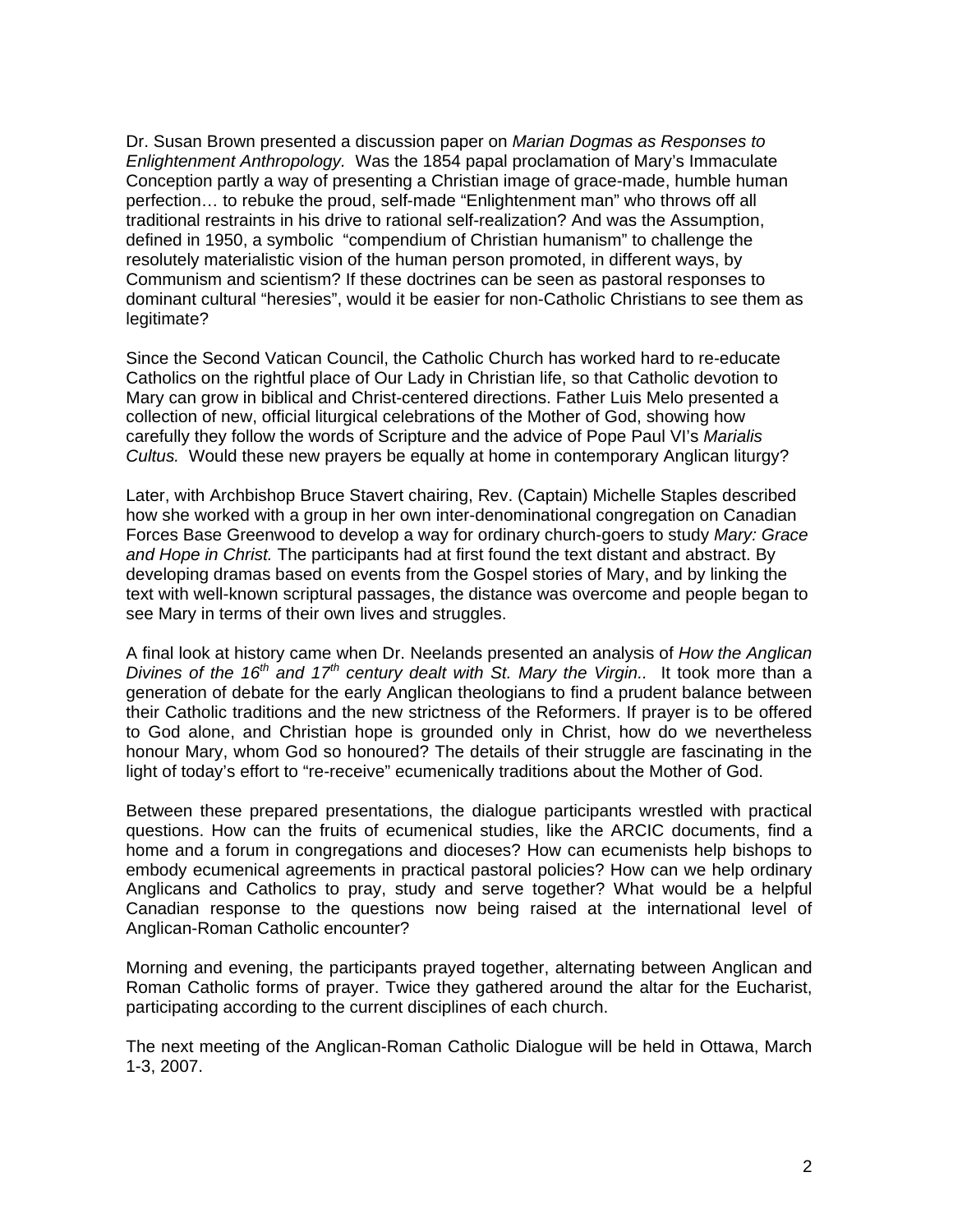Dr. Susan Brown presented a discussion paper on *Marian Dogmas as Responses to Enlightenment Anthropology.* Was the 1854 papal proclamation of Mary's Immaculate Conception partly a way of presenting a Christian image of grace-made, humble human perfection… to rebuke the proud, self-made "Enlightenment man" who throws off all traditional restraints in his drive to rational self-realization? And was the Assumption, defined in 1950, a symbolic "compendium of Christian humanism" to challenge the resolutely materialistic vision of the human person promoted, in different ways, by Communism and scientism? If these doctrines can be seen as pastoral responses to dominant cultural "heresies", would it be easier for non-Catholic Christians to see them as legitimate?

Since the Second Vatican Council, the Catholic Church has worked hard to re-educate Catholics on the rightful place of Our Lady in Christian life, so that Catholic devotion to Mary can grow in biblical and Christ-centered directions. Father Luis Melo presented a collection of new, official liturgical celebrations of the Mother of God, showing how carefully they follow the words of Scripture and the advice of Pope Paul VI's *Marialis Cultus.* Would these new prayers be equally at home in contemporary Anglican liturgy?

Later, with Archbishop Bruce Stavert chairing, Rev. (Captain) Michelle Staples described how she worked with a group in her own inter-denominational congregation on Canadian Forces Base Greenwood to develop a way for ordinary church-goers to study *Mary: Grace and Hope in Christ.* The participants had at first found the text distant and abstract. By developing dramas based on events from the Gospel stories of Mary, and by linking the text with well-known scriptural passages, the distance was overcome and people began to see Mary in terms of their own lives and struggles.

A final look at history came when Dr. Neelands presented an analysis of *How the Anglican Divines of the 16th and 17th century dealt with St. Mary the Virgin..* It took more than a generation of debate for the early Anglican theologians to find a prudent balance between their Catholic traditions and the new strictness of the Reformers. If prayer is to be offered to God alone, and Christian hope is grounded only in Christ, how do we nevertheless honour Mary, whom God so honoured? The details of their struggle are fascinating in the light of today's effort to "re-receive" ecumenically traditions about the Mother of God.

Between these prepared presentations, the dialogue participants wrestled with practical questions. How can the fruits of ecumenical studies, like the ARCIC documents, find a home and a forum in congregations and dioceses? How can ecumenists help bishops to embody ecumenical agreements in practical pastoral policies? How can we help ordinary Anglicans and Catholics to pray, study and serve together? What would be a helpful Canadian response to the questions now being raised at the international level of Anglican-Roman Catholic encounter?

Morning and evening, the participants prayed together, alternating between Anglican and Roman Catholic forms of prayer. Twice they gathered around the altar for the Eucharist, participating according to the current disciplines of each church.

The next meeting of the Anglican-Roman Catholic Dialogue will be held in Ottawa, March 1-3, 2007.